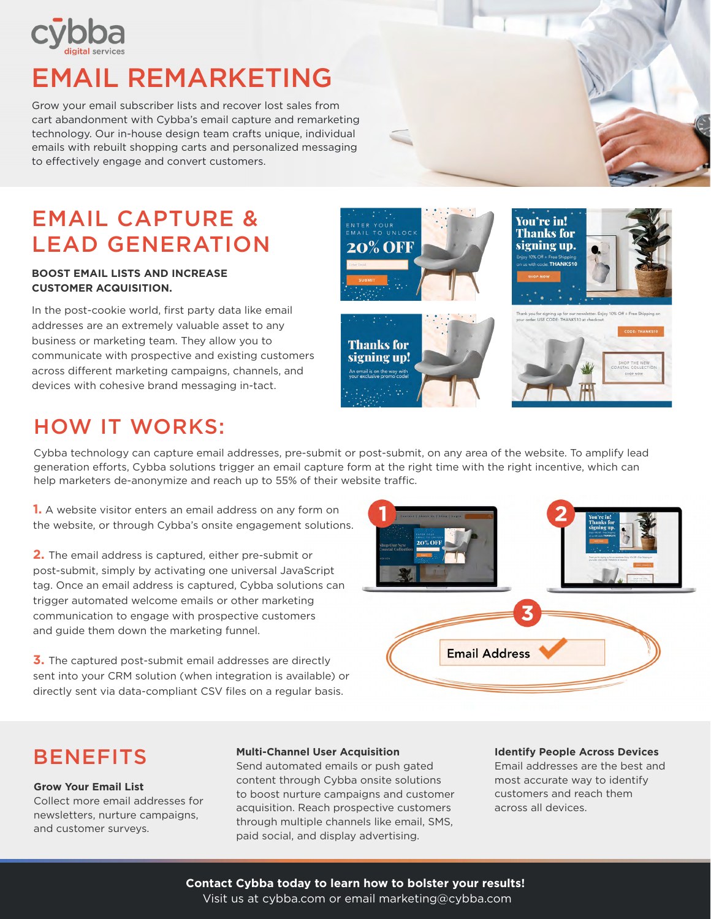cybba digital services

# EMAIL REMARKETING

Grow your email subscriber lists and recover lost sales from cart abandonment with Cybba's email capture and remarketing technology. Our in-house design team crafts unique, individual emails with rebuilt shopping carts and personalized messaging to effectively engage and convert customers.

## EMAIL CAPTURE & LEAD GENERATION

**BOOST EMAIL LISTS AND INCREASE CUSTOMER ACQUISITION.**

In the post-cookie world, first party data like email addresses are an extremely valuable asset to any business or marketing team. They allow you to communicate with prospective and existing customers across different marketing campaigns, channels, and devices with cohesive brand messaging in-tact.

## HOW IT WORKS:

Cybba technology can capture email addresses, pre-submit or post-submit, on any area of the website. To amplify lead generation efforts, Cybba solutions trigger an email capture form at the right time with the right incentive, which can help marketers de-anonymize and reach up to 55% of their website traffic.

**1.** A website visitor enters an email address on any form on the website, or through Cybba's onsite engagement solutions.

**2.** The email address is captured, either pre-submit or post-submit, simply by activating one universal JavaScript tag. Once an email address is captured, Cybba solutions can trigger automated welcome emails or other marketing communication to engage with prospective customers and guide them down the marketing funnel.

**3.** The captured post-submit email addresses are directly sent into your CRM solution (when integration is available) or directly sent via data-compliant CSV files on a regular basis.

## BENEFITS

**Grow Your Email List**
Collect more email addresses for newsletters, nurture campaigns, and customer surveys.

**Multi-Channel User Acquisition**
Send automated emails or push gated content through Cybba onsite solutions to boost nurture campaigns and customer acquisition. Reach prospective customers through multiple channels like email, SMS, paid social, and display advertising.

**Identify People Across Devices**
Email addresses are the best and most accurate way to identify customers and reach them across all devices.

**Contact Cybba today to learn how to bolster your results!**
Visit us at cybba.com or email marketing@cybba.com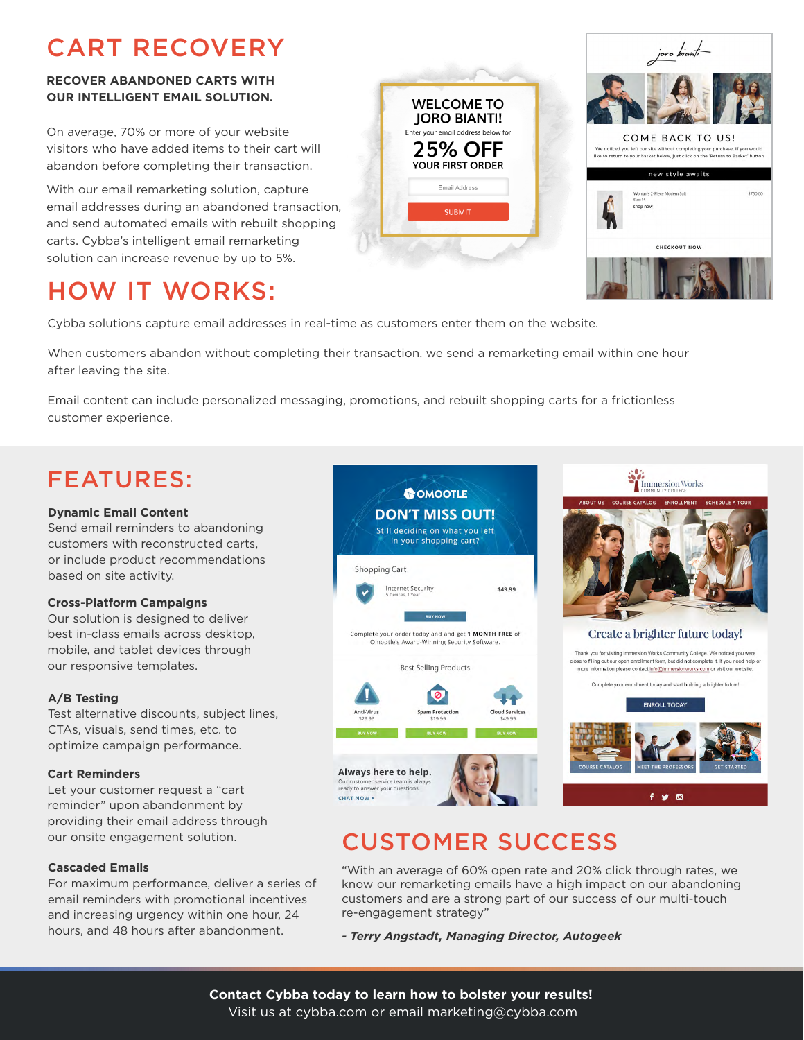# CART RECOVERY

**RECOVER ABANDONED CARTS WITH OUR INTELLIGENT EMAIL SOLUTION.**

On average, 70% or more of your website visitors who have added items to their cart will abandon before completing their transaction.

With our email remarketing solution, capture email addresses during an abandoned transaction, and send automated emails with rebuilt shopping carts. Cybba's intelligent email remarketing solution can increase revenue by up to 5%.

# HOW IT WORKS:

Cybba solutions capture email addresses in real-time as customers enter them on the website.

When customers abandon without completing their transaction, we send a remarketing email within one hour after leaving the site.

Email content can include personalized messaging, promotions, and rebuilt shopping carts for a frictionless customer experience.

# FEATURES:

**Dynamic Email Content**
Send email reminders to abandoning customers with reconstructed carts, or include product recommendations based on site activity.

**Cross-Platform Campaigns**
Our solution is designed to deliver best in-class emails across desktop, mobile, and tablet devices through our responsive templates.

**A/B Testing**
Test alternative discounts, subject lines, CTAs, visuals, send times, etc. to optimize campaign performance.

**Cart Reminders**
Let your customer request a "cart reminder" upon abandonment by providing their email address through our onsite engagement solution.

**Cascaded Emails**
For maximum performance, deliver a series of email reminders with promotional incentives and increasing urgency within one hour, 24 hours, and 48 hours after abandonment.

# CUSTOMER SUCCESS

"With an average of 60% open rate and 20% click through rates, we know our remarketing emails have a high impact on our abandoning customers and are a strong part of our success of our multi-touch re-engagement strategy"

***- Terry Angstadt, Managing Director, Autogeek***

**Contact Cybba today to learn how to bolster your results!**
Visit us at cybba.com or email marketing@cybba.com